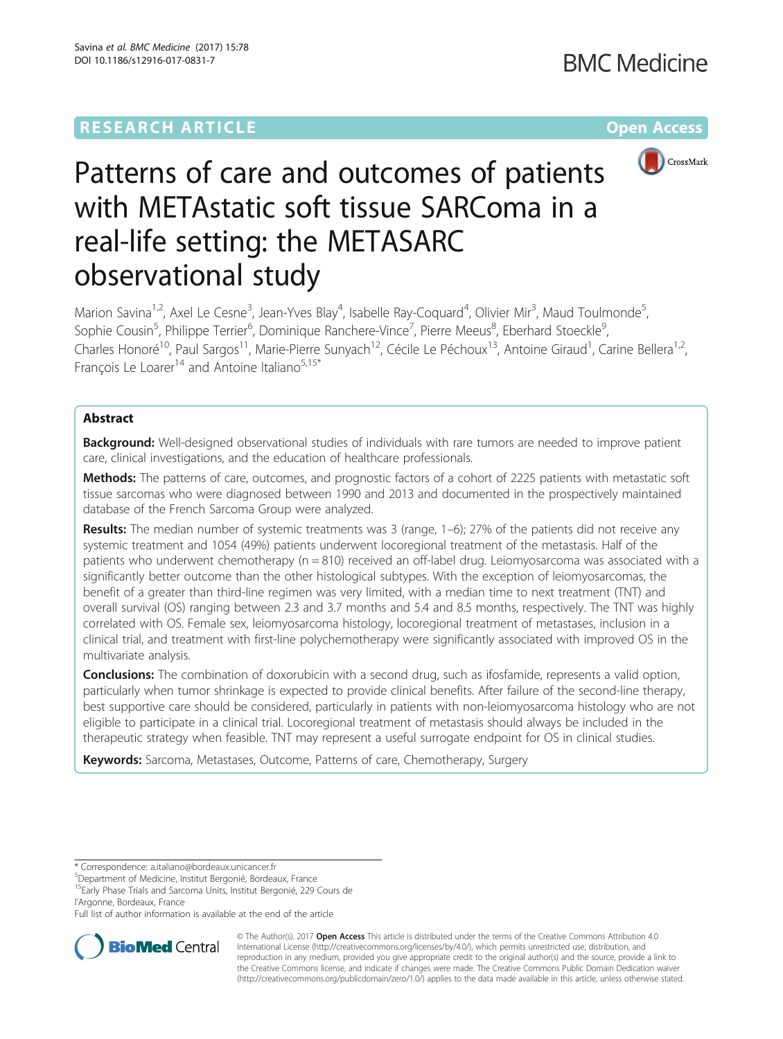RESEARCH ARTICLE

Open Access

# Patterns of care and outcomes of patients with METAstatic soft tissue SARComa in a real-life setting: the METASARC observational study

Marion Savina[1,2], Axel Le Cesne[3], Jean-Yves Blay[4], Isabelle Ray-Coquard[4], Olivier Mir[3], Maud Toulmonde[5], Sophie Cousin[5], Philippe Terrier[6], Dominique Ranchere-Vince[7], Pierre Meeus[8], Eberhard Stoeckle[9], Charles Honoré[10], Paul Sargos[11], Marie-Pierre Sunyach[12], Cécile Le Péchoux[13], Antoine Giraud[1], Carine Bellera[1,2], François Le Loarer[14] and Antoine Italiano[5,15*]

## Abstract

**Background:** Well-designed observational studies of individuals with rare tumors are needed to improve patient care, clinical investigations, and the education of healthcare professionals.

**Methods:** The patterns of care, outcomes, and prognostic factors of a cohort of 2225 patients with metastatic soft tissue sarcomas who were diagnosed between 1990 and 2013 and documented in the prospectively maintained database of the French Sarcoma Group were analyzed.

**Results:** The median number of systemic treatments was 3 (range, 1–6); 27% of the patients did not receive any systemic treatment and 1054 (49%) patients underwent locoregional treatment of the metastasis. Half of the patients who underwent chemotherapy (n = 810) received an off-label drug. Leiomyosarcoma was associated with a significantly better outcome than the other histological subtypes. With the exception of leiomyosarcomas, the benefit of a greater than third-line regimen was very limited, with a median time to next treatment (TNT) and overall survival (OS) ranging between 2.3 and 3.7 months and 5.4 and 8.5 months, respectively. The TNT was highly correlated with OS. Female sex, leiomyosarcoma histology, locoregional treatment of metastases, inclusion in a clinical trial, and treatment with first-line polychemotherapy were significantly associated with improved OS in the multivariate analysis.

**Conclusions:** The combination of doxorubicin with a second drug, such as ifosfamide, represents a valid option, particularly when tumor shrinkage is expected to provide clinical benefits. After failure of the second-line therapy, best supportive care should be considered, particularly in patients with non-leiomyosarcoma histology who are not eligible to participate in a clinical trial. Locoregional treatment of metastasis should always be included in the therapeutic strategy when feasible. TNT may represent a useful surrogate endpoint for OS in clinical studies.

**Keywords:** Sarcoma, Metastases, Outcome, Patterns of care, Chemotherapy, Surgery

---

\* Correspondence: a.italiano@bordeaux.unicancer.fr
[5]Department of Medicine, Institut Bergonié, Bordeaux, France
[15]Early Phase Trials and Sarcoma Units, Institut Bergonié, 229 Cours de l'Argonne, Bordeaux, France
Full list of author information is available at the end of the article

© The Author(s). 2017 **Open Access** This article is distributed under the terms of the Creative Commons Attribution 4.0 International License (http://creativecommons.org/licenses/by/4.0/), which permits unrestricted use, distribution, and reproduction in any medium, provided you give appropriate credit to the original author(s) and the source, provide a link to the Creative Commons license, and indicate if changes were made. The Creative Commons Public Domain Dedication waiver (http://creativecommons.org/publicdomain/zero/1.0/) applies to the data made available in this article, unless otherwise stated.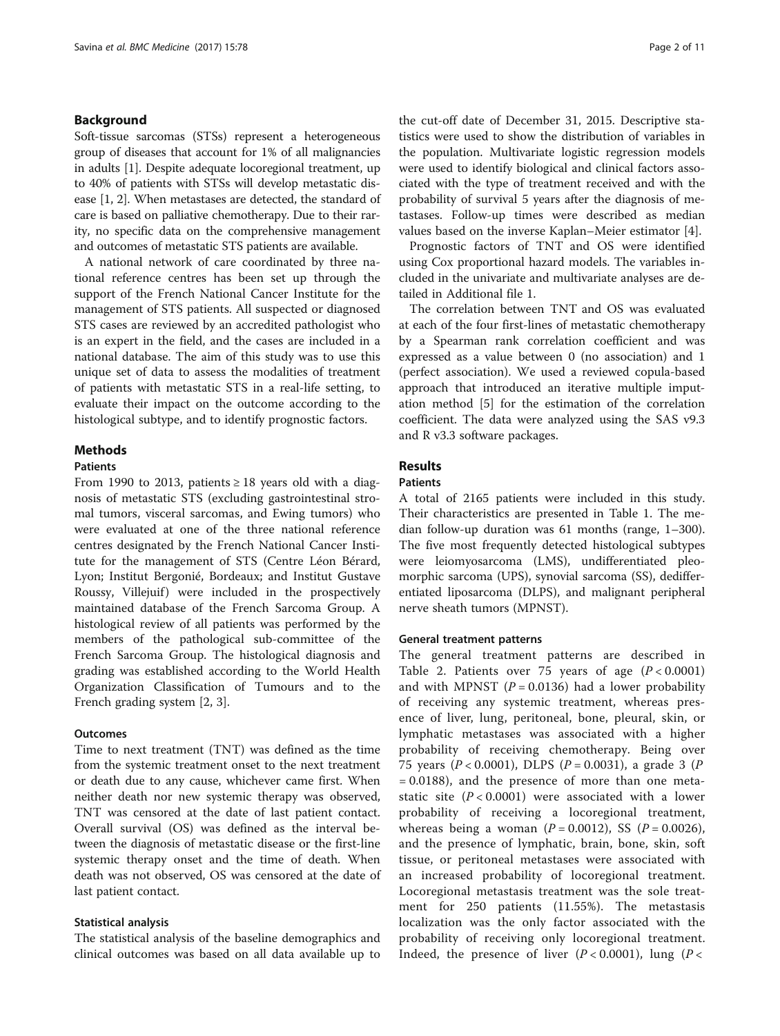## Background

Soft-tissue sarcomas (STSs) represent a heterogeneous group of diseases that account for 1% of all malignancies in adults [1]. Despite adequate locoregional treatment, up to 40% of patients with STSs will develop metastatic disease [1, 2]. When metastases are detected, the standard of care is based on palliative chemotherapy. Due to their rarity, no specific data on the comprehensive management and outcomes of metastatic STS patients are available.

A national network of care coordinated by three national reference centres has been set up through the support of the French National Cancer Institute for the management of STS patients. All suspected or diagnosed STS cases are reviewed by an accredited pathologist who is an expert in the field, and the cases are included in a national database. The aim of this study was to use this unique set of data to assess the modalities of treatment of patients with metastatic STS in a real-life setting, to evaluate their impact on the outcome according to the histological subtype, and to identify prognostic factors.

## Methods

### Patients

From 1990 to 2013, patients ≥ 18 years old with a diagnosis of metastatic STS (excluding gastrointestinal stromal tumors, visceral sarcomas, and Ewing tumors) who were evaluated at one of the three national reference centres designated by the French National Cancer Institute for the management of STS (Centre Léon Bérard, Lyon; Institut Bergonié, Bordeaux; and Institut Gustave Roussy, Villejuif) were included in the prospectively maintained database of the French Sarcoma Group. A histological review of all patients was performed by the members of the pathological sub-committee of the French Sarcoma Group. The histological diagnosis and grading was established according to the World Health Organization Classification of Tumours and to the French grading system [2, 3].

### Outcomes

Time to next treatment (TNT) was defined as the time from the systemic treatment onset to the next treatment or death due to any cause, whichever came first. When neither death nor new systemic therapy was observed, TNT was censored at the date of last patient contact. Overall survival (OS) was defined as the interval between the diagnosis of metastatic disease or the first-line systemic therapy onset and the time of death. When death was not observed, OS was censored at the date of last patient contact.

### Statistical analysis

The statistical analysis of the baseline demographics and clinical outcomes was based on all data available up to the cut-off date of December 31, 2015. Descriptive statistics were used to show the distribution of variables in the population. Multivariate logistic regression models were used to identify biological and clinical factors associated with the type of treatment received and with the probability of survival 5 years after the diagnosis of metastases. Follow-up times were described as median values based on the inverse Kaplan–Meier estimator [4].

Prognostic factors of TNT and OS were identified using Cox proportional hazard models. The variables included in the univariate and multivariate analyses are detailed in Additional file 1.

The correlation between TNT and OS was evaluated at each of the four first-lines of metastatic chemotherapy by a Spearman rank correlation coefficient and was expressed as a value between 0 (no association) and 1 (perfect association). We used a reviewed copula-based approach that introduced an iterative multiple imputation method [5] for the estimation of the correlation coefficient. The data were analyzed using the SAS v9.3 and R v3.3 software packages.

## Results

### Patients

A total of 2165 patients were included in this study. Their characteristics are presented in Table 1. The median follow-up duration was 61 months (range, 1–300). The five most frequently detected histological subtypes were leiomyosarcoma (LMS), undifferentiated pleomorphic sarcoma (UPS), synovial sarcoma (SS), dedifferentiated liposarcoma (DLPS), and malignant peripheral nerve sheath tumors (MPNST).

### General treatment patterns

The general treatment patterns are described in Table 2. Patients over 75 years of age ($P < 0.0001$) and with MPNST ($P = 0.0136$) had a lower probability of receiving any systemic treatment, whereas presence of liver, lung, peritoneal, bone, pleural, skin, or lymphatic metastases was associated with a higher probability of receiving chemotherapy. Being over 75 years ($P < 0.0001$), DLPS ($P = 0.0031$), a grade 3 ($P = 0.0188$), and the presence of more than one metastatic site ($P < 0.0001$) were associated with a lower probability of receiving a locoregional treatment, whereas being a woman ($P = 0.0012$), SS ($P = 0.0026$), and the presence of lymphatic, brain, bone, skin, soft tissue, or peritoneal metastases were associated with an increased probability of locoregional treatment. Locoregional metastasis treatment was the sole treatment for 250 patients (11.55%). The metastasis localization was the only factor associated with the probability of receiving only locoregional treatment. Indeed, the presence of liver ($P < 0.0001$), lung ($P <$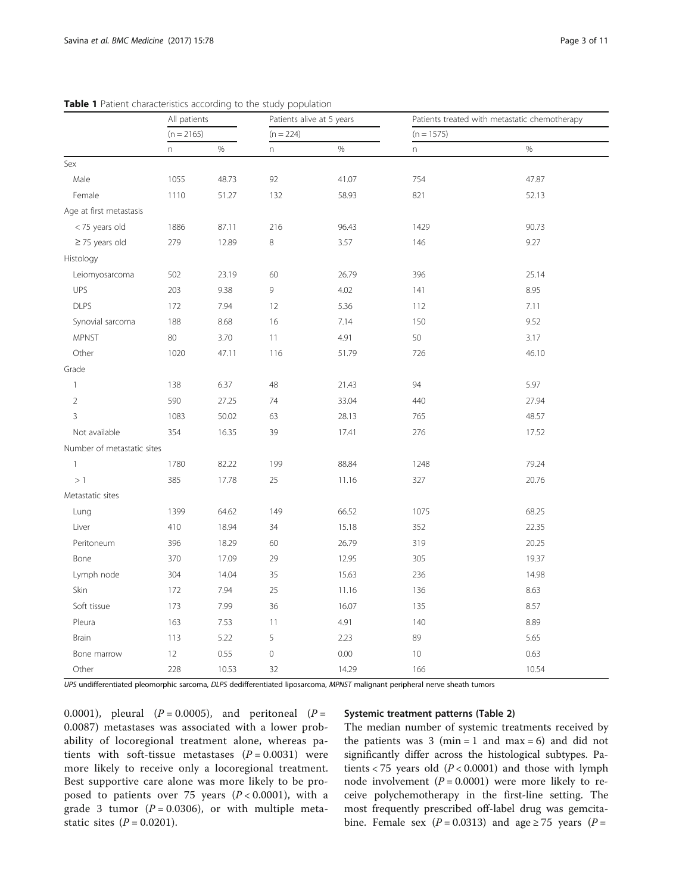**Table 1** Patient characteristics according to the study population

| | All patients | | Patients alive at 5 years | | Patients treated with metastatic chemotherapy | |
|---|---|---|---|---|---|---|
| | (n = 2165) | | (n = 224) | | (n = 1575) | |
| | n | % | n | % | n | % |
| Sex | | | | | | |
| Male | 1055 | 48.73 | 92 | 41.07 | 754 | 47.87 |
| Female | 1110 | 51.27 | 132 | 58.93 | 821 | 52.13 |
| Age at first metastasis | | | | | | |
| < 75 years old | 1886 | 87.11 | 216 | 96.43 | 1429 | 90.73 |
| ≥ 75 years old | 279 | 12.89 | 8 | 3.57 | 146 | 9.27 |
| Histology | | | | | | |
| Leiomyosarcoma | 502 | 23.19 | 60 | 26.79 | 396 | 25.14 |
| UPS | 203 | 9.38 | 9 | 4.02 | 141 | 8.95 |
| DLPS | 172 | 7.94 | 12 | 5.36 | 112 | 7.11 |
| Synovial sarcoma | 188 | 8.68 | 16 | 7.14 | 150 | 9.52 |
| MPNST | 80 | 3.70 | 11 | 4.91 | 50 | 3.17 |
| Other | 1020 | 47.11 | 116 | 51.79 | 726 | 46.10 |
| Grade | | | | | | |
| 1 | 138 | 6.37 | 48 | 21.43 | 94 | 5.97 |
| 2 | 590 | 27.25 | 74 | 33.04 | 440 | 27.94 |
| 3 | 1083 | 50.02 | 63 | 28.13 | 765 | 48.57 |
| Not available | 354 | 16.35 | 39 | 17.41 | 276 | 17.52 |
| Number of metastatic sites | | | | | | |
| 1 | 1780 | 82.22 | 199 | 88.84 | 1248 | 79.24 |
| > 1 | 385 | 17.78 | 25 | 11.16 | 327 | 20.76 |
| Metastatic sites | | | | | | |
| Lung | 1399 | 64.62 | 149 | 66.52 | 1075 | 68.25 |
| Liver | 410 | 18.94 | 34 | 15.18 | 352 | 22.35 |
| Peritoneum | 396 | 18.29 | 60 | 26.79 | 319 | 20.25 |
| Bone | 370 | 17.09 | 29 | 12.95 | 305 | 19.37 |
| Lymph node | 304 | 14.04 | 35 | 15.63 | 236 | 14.98 |
| Skin | 172 | 7.94 | 25 | 11.16 | 136 | 8.63 |
| Soft tissue | 173 | 7.99 | 36 | 16.07 | 135 | 8.57 |
| Pleura | 163 | 7.53 | 11 | 4.91 | 140 | 8.89 |
| Brain | 113 | 5.22 | 5 | 2.23 | 89 | 5.65 |
| Bone marrow | 12 | 0.55 | 0 | 0.00 | 10 | 0.63 |
| Other | 228 | 10.53 | 32 | 14.29 | 166 | 10.54 |

*UPS* undifferentiated pleomorphic sarcoma, *DLPS* dedifferentiated liposarcoma, *MPNST* malignant peripheral nerve sheath tumors

0.0001), pleural ($P = 0.0005$), and peritoneal ($P = 0.0087$) metastases was associated with a lower probability of locoregional treatment alone, whereas patients with soft-tissue metastases ($P = 0.0031$) were more likely to receive only a locoregional treatment. Best supportive care alone was more likely to be proposed to patients over 75 years ($P < 0.0001$), with a grade 3 tumor ($P = 0.0306$), or with multiple metastatic sites ($P = 0.0201$).

### Systemic treatment patterns (Table 2)

The median number of systemic treatments received by the patients was 3 (min = 1 and max = 6) and did not significantly differ across the histological subtypes. Patients < 75 years old ($P < 0.0001$) and those with lymph node involvement ($P = 0.0001$) were more likely to receive polychemotherapy in the first-line setting. The most frequently prescribed off-label drug was gemcitabine. Female sex ($P = 0.0313$) and age ≥ 75 years ($P =$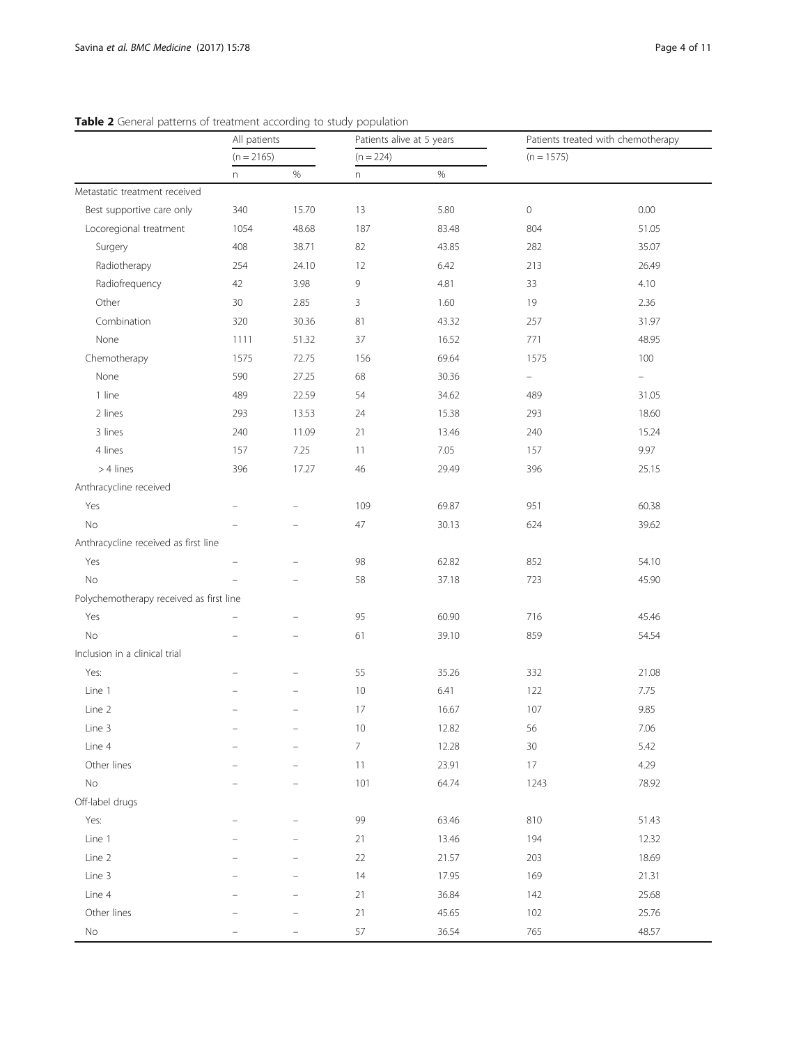**Table 2** General patterns of treatment according to study population

| | All patients | | Patients alive at 5 years | | Patients treated with chemotherapy | |
|---|---|---|---|---|---|---|
| | (n = 2165) | | (n = 224) | | (n = 1575) | |
| | n | % | n | % | | |
| Metastatic treatment received | | | | | | |
| Best supportive care only | 340 | 15.70 | 13 | 5.80 | 0 | 0.00 |
| Locoregional treatment | 1054 | 48.68 | 187 | 83.48 | 804 | 51.05 |
| Surgery | 408 | 38.71 | 82 | 43.85 | 282 | 35.07 |
| Radiotherapy | 254 | 24.10 | 12 | 6.42 | 213 | 26.49 |
| Radiofrequency | 42 | 3.98 | 9 | 4.81 | 33 | 4.10 |
| Other | 30 | 2.85 | 3 | 1.60 | 19 | 2.36 |
| Combination | 320 | 30.36 | 81 | 43.32 | 257 | 31.97 |
| None | 1111 | 51.32 | 37 | 16.52 | 771 | 48.95 |
| Chemotherapy | 1575 | 72.75 | 156 | 69.64 | 1575 | 100 |
| None | 590 | 27.25 | 68 | 30.36 | – | – |
| 1 line | 489 | 22.59 | 54 | 34.62 | 489 | 31.05 |
| 2 lines | 293 | 13.53 | 24 | 15.38 | 293 | 18.60 |
| 3 lines | 240 | 11.09 | 21 | 13.46 | 240 | 15.24 |
| 4 lines | 157 | 7.25 | 11 | 7.05 | 157 | 9.97 |
| > 4 lines | 396 | 17.27 | 46 | 29.49 | 396 | 25.15 |
| Anthracycline received | | | | | | |
| Yes | – | – | 109 | 69.87 | 951 | 60.38 |
| No | – | – | 47 | 30.13 | 624 | 39.62 |
| Anthracycline received as first line | | | | | | |
| Yes | – | – | 98 | 62.82 | 852 | 54.10 |
| No | – | – | 58 | 37.18 | 723 | 45.90 |
| Polychemotherapy received as first line | | | | | | |
| Yes | – | – | 95 | 60.90 | 716 | 45.46 |
| No | – | – | 61 | 39.10 | 859 | 54.54 |
| Inclusion in a clinical trial | | | | | | |
| Yes: | – | – | 55 | 35.26 | 332 | 21.08 |
| Line 1 | – | – | 10 | 6.41 | 122 | 7.75 |
| Line 2 | – | – | 17 | 16.67 | 107 | 9.85 |
| Line 3 | – | – | 10 | 12.82 | 56 | 7.06 |
| Line 4 | – | – | 7 | 12.28 | 30 | 5.42 |
| Other lines | – | – | 11 | 23.91 | 17 | 4.29 |
| No | – | – | 101 | 64.74 | 1243 | 78.92 |
| Off-label drugs | | | | | | |
| Yes: | – | – | 99 | 63.46 | 810 | 51.43 |
| Line 1 | – | – | 21 | 13.46 | 194 | 12.32 |
| Line 2 | – | – | 22 | 21.57 | 203 | 18.69 |
| Line 3 | – | – | 14 | 17.95 | 169 | 21.31 |
| Line 4 | – | – | 21 | 36.84 | 142 | 25.68 |
| Other lines | – | – | 21 | 45.65 | 102 | 25.76 |
| No | – | – | 57 | 36.54 | 765 | 48.57 |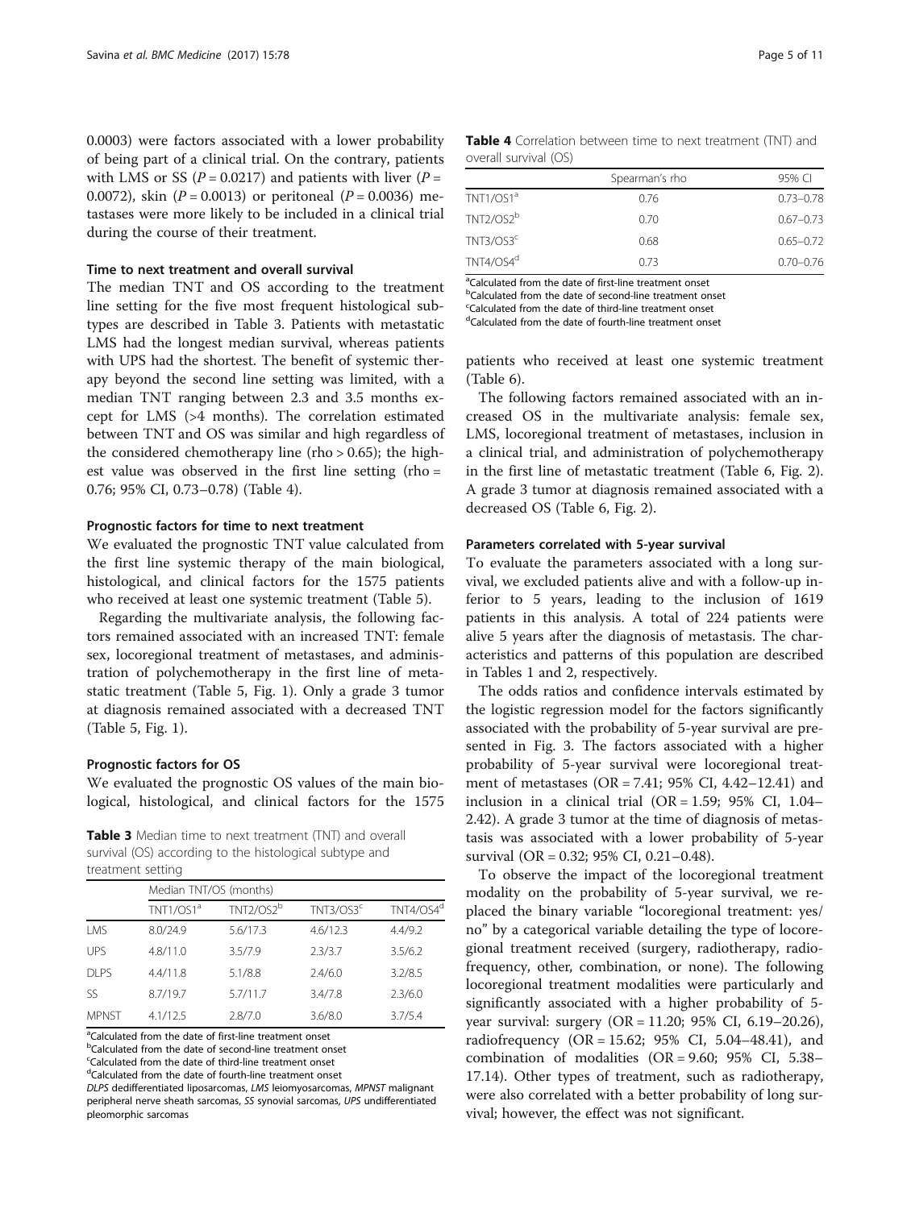0.0003) were factors associated with a lower probability of being part of a clinical trial. On the contrary, patients with LMS or SS ($P = 0.0217$) and patients with liver ($P = 0.0072$), skin ($P = 0.0013$) or peritoneal ($P = 0.0036$) metastases were more likely to be included in a clinical trial during the course of their treatment.

### Time to next treatment and overall survival

The median TNT and OS according to the treatment line setting for the five most frequent histological subtypes are described in Table 3. Patients with metastatic LMS had the longest median survival, whereas patients with UPS had the shortest. The benefit of systemic therapy beyond the second line setting was limited, with a median TNT ranging between 2.3 and 3.5 months except for LMS (>4 months). The correlation estimated between TNT and OS was similar and high regardless of the considered chemotherapy line (rho > 0.65); the highest value was observed in the first line setting (rho = 0.76; 95% CI, 0.73–0.78) (Table 4).

### Prognostic factors for time to next treatment

We evaluated the prognostic TNT value calculated from the first line systemic therapy of the main biological, histological, and clinical factors for the 1575 patients who received at least one systemic treatment (Table 5).

Regarding the multivariate analysis, the following factors remained associated with an increased TNT: female sex, locoregional treatment of metastases, and administration of polychemotherapy in the first line of metastatic treatment (Table 5, Fig. 1). Only a grade 3 tumor at diagnosis remained associated with a decreased TNT (Table 5, Fig. 1).

### Prognostic factors for OS

We evaluated the prognostic OS values of the main biological, histological, and clinical factors for the 1575 patients who received at least one systemic treatment (Table 6).

**Table 3** Median time to next treatment (TNT) and overall survival (OS) according to the histological subtype and treatment setting

| | Median TNT/OS (months) | | | |
|---|---|---|---|---|
| | TNT1/OS1[a] | TNT2/OS2[b] | TNT3/OS3[c] | TNT4/OS4[d] |
| LMS | 8.0/24.9 | 5.6/17.3 | 4.6/12.3 | 4.4/9.2 |
| UPS | 4.8/11.0 | 3.5/7.9 | 2.3/3.7 | 3.5/6.2 |
| DLPS | 4.4/11.8 | 5.1/8.8 | 2.4/6.0 | 3.2/8.5 |
| SS | 8.7/19.7 | 5.7/11.7 | 3.4/7.8 | 2.3/6.0 |
| MPNST | 4.1/12.5 | 2.8/7.0 | 3.6/8.0 | 3.7/5.4 |

[a]Calculated from the date of first-line treatment onset
[b]Calculated from the date of second-line treatment onset
[c]Calculated from the date of third-line treatment onset
[d]Calculated from the date of fourth-line treatment onset
*DLPS* dedifferentiated liposarcomas, *LMS* leiomyosarcomas, *MPNST* malignant peripheral nerve sheath sarcomas, *SS* synovial sarcomas, *UPS* undifferentiated pleomorphic sarcomas

**Table 4** Correlation between time to next treatment (TNT) and overall survival (OS)

| | Spearman's rho | 95% CI |
|---|---|---|
| TNT1/OS1[a] | 0.76 | 0.73–0.78 |
| TNT2/OS2[b] | 0.70 | 0.67–0.73 |
| TNT3/OS3[c] | 0.68 | 0.65–0.72 |
| TNT4/OS4[d] | 0.73 | 0.70–0.76 |

[a]Calculated from the date of first-line treatment onset
[b]Calculated from the date of second-line treatment onset
[c]Calculated from the date of third-line treatment onset
[d]Calculated from the date of fourth-line treatment onset

The following factors remained associated with an increased OS in the multivariate analysis: female sex, LMS, locoregional treatment of metastases, inclusion in a clinical trial, and administration of polychemotherapy in the first line of metastatic treatment (Table 6, Fig. 2). A grade 3 tumor at diagnosis remained associated with a decreased OS (Table 6, Fig. 2).

### Parameters correlated with 5-year survival

To evaluate the parameters associated with a long survival, we excluded patients alive and with a follow-up inferior to 5 years, leading to the inclusion of 1619 patients in this analysis. A total of 224 patients were alive 5 years after the diagnosis of metastasis. The characteristics and patterns of this population are described in Tables 1 and 2, respectively.

The odds ratios and confidence intervals estimated by the logistic regression model for the factors significantly associated with the probability of 5-year survival are presented in Fig. 3. The factors associated with a higher probability of 5-year survival were locoregional treatment of metastases (OR = 7.41; 95% CI, 4.42–12.41) and inclusion in a clinical trial (OR = 1.59; 95% CI, 1.04–2.42). A grade 3 tumor at the time of diagnosis of metastasis was associated with a lower probability of 5-year survival (OR = 0.32; 95% CI, 0.21–0.48).

To observe the impact of the locoregional treatment modality on the probability of 5-year survival, we replaced the binary variable "locoregional treatment: yes/no" by a categorical variable detailing the type of locoregional treatment received (surgery, radiotherapy, radiofrequency, other, combination, or none). The following locoregional treatment modalities were particularly and significantly associated with a higher probability of 5-year survival: surgery (OR = 11.20; 95% CI, 6.19–20.26), radiofrequency (OR = 15.62; 95% CI, 5.04–48.41), and combination of modalities (OR = 9.60; 95% CI, 5.38–17.14). Other types of treatment, such as radiotherapy, were also correlated with a better probability of long survival; however, the effect was not significant.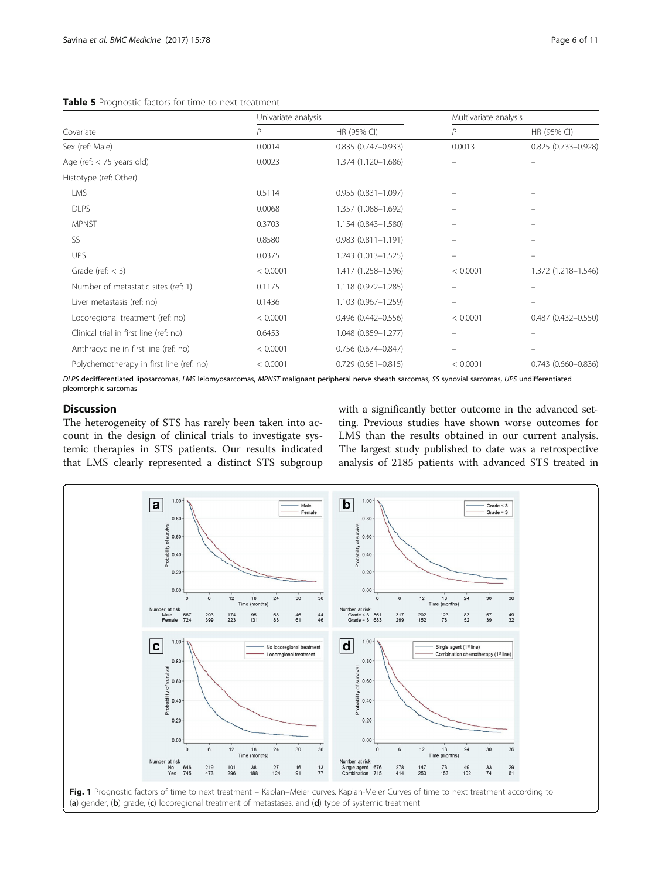**Table 5** Prognostic factors for time to next treatment

| Covariate | Univariate analysis | | Multivariate analysis | |
|---|---|---|---|---|
| | P | HR (95% CI) | P | HR (95% CI) |
| Sex (ref: Male) | 0.0014 | 0.835 (0.747–0.933) | 0.0013 | 0.825 (0.733–0.928) |
| Age (ref: < 75 years old) | 0.0023 | 1.374 (1.120–1.686) | – | – |
| Histotype (ref: Other) | | | | |
| LMS | 0.5114 | 0.955 (0.831–1.097) | – | – |
| DLPS | 0.0068 | 1.357 (1.088–1.692) | – | – |
| MPNST | 0.3703 | 1.154 (0.843–1.580) | – | – |
| SS | 0.8580 | 0.983 (0.811–1.191) | – | – |
| UPS | 0.0375 | 1.243 (1.013–1.525) | – | – |
| Grade (ref: < 3) | < 0.0001 | 1.417 (1.258–1.596) | < 0.0001 | 1.372 (1.218–1.546) |
| Number of metastatic sites (ref: 1) | 0.1175 | 1.118 (0.972–1.285) | – | – |
| Liver metastasis (ref: no) | 0.1436 | 1.103 (0.967–1.259) | – | – |
| Locoregional treatment (ref: no) | < 0.0001 | 0.496 (0.442–0.556) | < 0.0001 | 0.487 (0.432–0.550) |
| Clinical trial in first line (ref: no) | 0.6453 | 1.048 (0.859–1.277) | – | – |
| Anthracycline in first line (ref: no) | < 0.0001 | 0.756 (0.674–0.847) | – | – |
| Polychemotherapy in first line (ref: no) | < 0.0001 | 0.729 (0.651–0.815) | < 0.0001 | 0.743 (0.660–0.836) |

*DLPS* dedifferentiated liposarcomas, *LMS* leiomyosarcomas, *MPNST* malignant peripheral nerve sheath sarcomas, *SS* synovial sarcomas, *UPS* undifferentiated pleomorphic sarcomas

## Discussion

The heterogeneity of STS has rarely been taken into account in the design of clinical trials to investigate systemic therapies in STS patients. Our results indicated that LMS clearly represented a distinct STS subgroup with a significantly better outcome in the advanced setting. Previous studies have shown worse outcomes for LMS than the results obtained in our current analysis. The largest study published to date was a retrospective analysis of 2185 patients with advanced STS treated in

**Fig. 1** Prognostic factors of time to next treatment – Kaplan–Meier curves. Kaplan-Meier Curves of time to next treatment according to (**a**) gender, (**b**) grade, (**c**) locoregional treatment of metastases, and (**d**) type of systemic treatment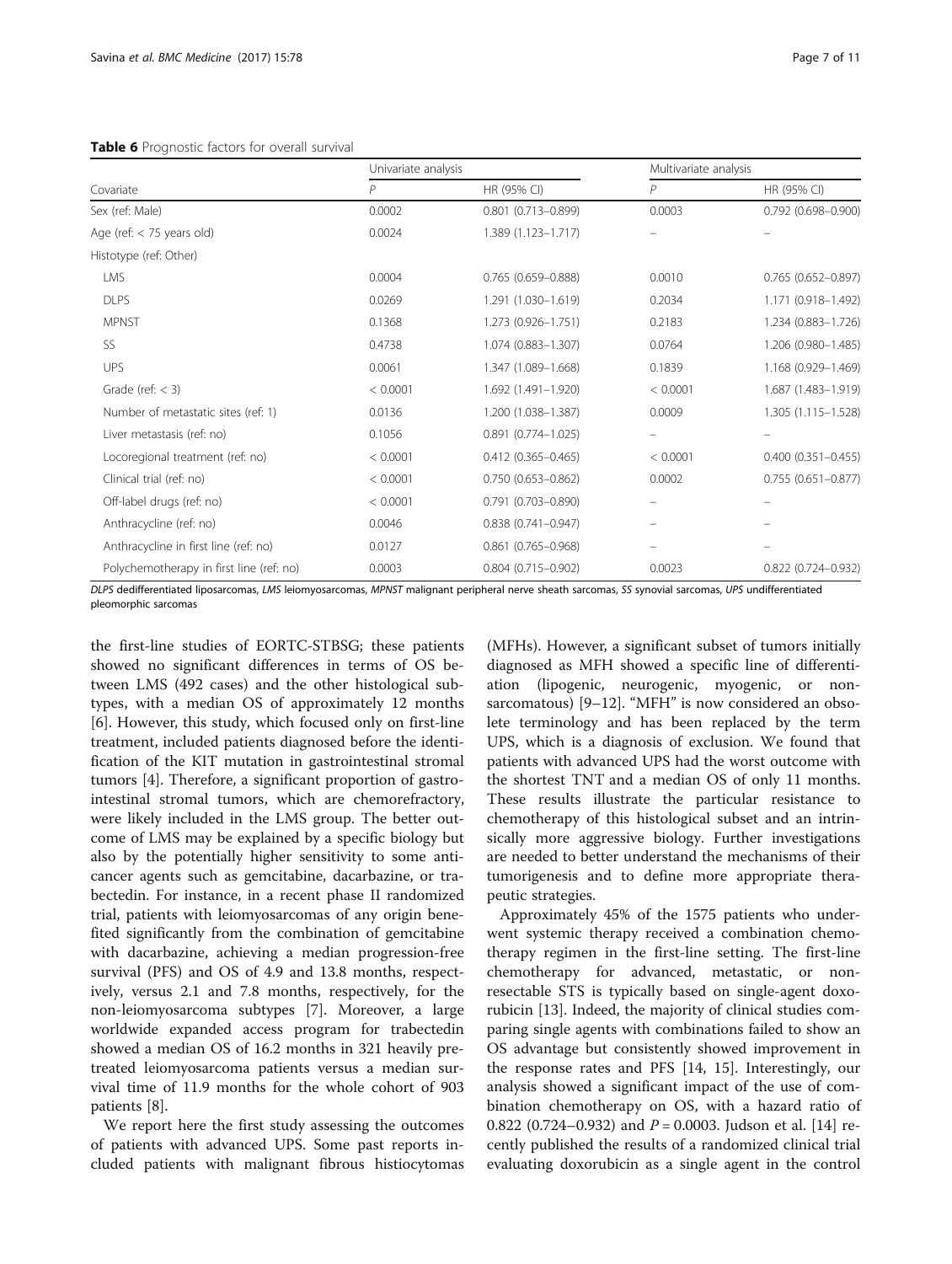**Table 6** Prognostic factors for overall survival

| Covariate | Univariate analysis | | Multivariate analysis | |
|---|---|---|---|---|
| | *P* | HR (95% CI) | *P* | HR (95% CI) |
| Sex (ref: Male) | 0.0002 | 0.801 (0.713–0.899) | 0.0003 | 0.792 (0.698–0.900) |
| Age (ref: < 75 years old) | 0.0024 | 1.389 (1.123–1.717) | – | – |
| Histotype (ref: Other) | | | | |
| LMS | 0.0004 | 0.765 (0.659–0.888) | 0.0010 | 0.765 (0.652–0.897) |
| DLPS | 0.0269 | 1.291 (1.030–1.619) | 0.2034 | 1.171 (0.918–1.492) |
| MPNST | 0.1368 | 1.273 (0.926–1.751) | 0.2183 | 1.234 (0.883–1.726) |
| SS | 0.4738 | 1.074 (0.883–1.307) | 0.0764 | 1.206 (0.980–1.485) |
| UPS | 0.0061 | 1.347 (1.089–1.668) | 0.1839 | 1.168 (0.929–1.469) |
| Grade (ref: < 3) | < 0.0001 | 1.692 (1.491–1.920) | < 0.0001 | 1.687 (1.483–1.919) |
| Number of metastatic sites (ref: 1) | 0.0136 | 1.200 (1.038–1.387) | 0.0009 | 1.305 (1.115–1.528) |
| Liver metastasis (ref: no) | 0.1056 | 0.891 (0.774–1.025) | – | – |
| Locoregional treatment (ref: no) | < 0.0001 | 0.412 (0.365–0.465) | < 0.0001 | 0.400 (0.351–0.455) |
| Clinical trial (ref: no) | < 0.0001 | 0.750 (0.653–0.862) | 0.0002 | 0.755 (0.651–0.877) |
| Off-label drugs (ref: no) | < 0.0001 | 0.791 (0.703–0.890) | – | – |
| Anthracycline (ref: no) | 0.0046 | 0.838 (0.741–0.947) | – | – |
| Anthracycline in first line (ref: no) | 0.0127 | 0.861 (0.765–0.968) | – | – |
| Polychemotherapy in first line (ref: no) | 0.0003 | 0.804 (0.715–0.902) | 0.0023 | 0.822 (0.724–0.932) |

*DLPS* dedifferentiated liposarcomas, *LMS* leiomyosarcomas, *MPNST* malignant peripheral nerve sheath sarcomas, *SS* synovial sarcomas, *UPS* undifferentiated pleomorphic sarcomas

the first-line studies of EORTC-STBSG; these patients showed no significant differences in terms of OS between LMS (492 cases) and the other histological subtypes, with a median OS of approximately 12 months [6]. However, this study, which focused only on first-line treatment, included patients diagnosed before the identification of the KIT mutation in gastrointestinal stromal tumors [4]. Therefore, a significant proportion of gastrointestinal stromal tumors, which are chemorefractory, were likely included in the LMS group. The better outcome of LMS may be explained by a specific biology but also by the potentially higher sensitivity to some anticancer agents such as gemcitabine, dacarbazine, or trabectedin. For instance, in a recent phase II randomized trial, patients with leiomyosarcomas of any origin benefited significantly from the combination of gemcitabine with dacarbazine, achieving a median progression-free survival (PFS) and OS of 4.9 and 13.8 months, respectively, versus 2.1 and 7.8 months, respectively, for the non-leiomyosarcoma subtypes [7]. Moreover, a large worldwide expanded access program for trabectedin showed a median OS of 16.2 months in 321 heavily pretreated leiomyosarcoma patients versus a median survival time of 11.9 months for the whole cohort of 903 patients [8].

We report here the first study assessing the outcomes of patients with advanced UPS. Some past reports included patients with malignant fibrous histiocytomas (MFHs). However, a significant subset of tumors initially diagnosed as MFH showed a specific line of differentiation (lipogenic, neurogenic, myogenic, or non-sarcomatous) [9–12]. "MFH" is now considered an obsolete terminology and has been replaced by the term UPS, which is a diagnosis of exclusion. We found that patients with advanced UPS had the worst outcome with the shortest TNT and a median OS of only 11 months. These results illustrate the particular resistance to chemotherapy of this histological subset and an intrinsically more aggressive biology. Further investigations are needed to better understand the mechanisms of their tumorigenesis and to define more appropriate therapeutic strategies.

Approximately 45% of the 1575 patients who underwent systemic therapy received a combination chemotherapy regimen in the first-line setting. The first-line chemotherapy for advanced, metastatic, or non-resectable STS is typically based on single-agent doxorubicin [13]. Indeed, the majority of clinical studies comparing single agents with combinations failed to show an OS advantage but consistently showed improvement in the response rates and PFS [14, 15]. Interestingly, our analysis showed a significant impact of the use of combination chemotherapy on OS, with a hazard ratio of 0.822 (0.724–0.932) and $P = 0.0003$. Judson et al. [14] recently published the results of a randomized clinical trial evaluating doxorubicin as a single agent in the control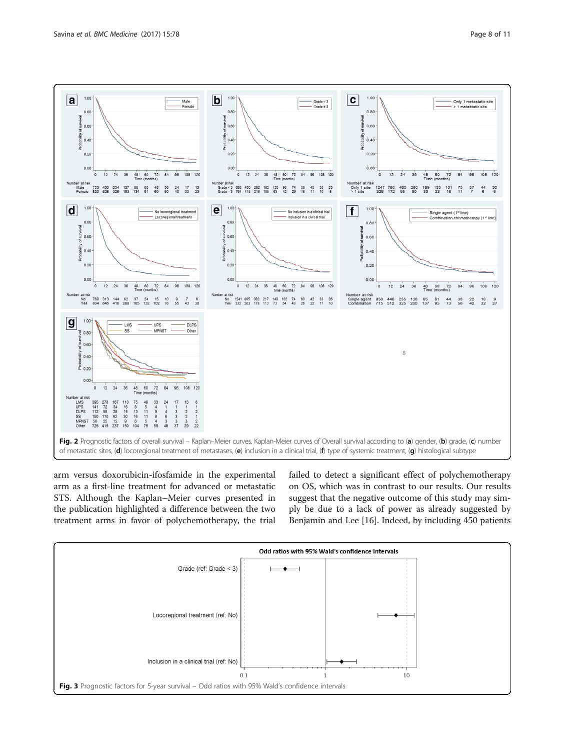Fig. 2 Prognostic factors of overall survival – Kaplan–Meier curves. Kaplan-Meier curves of Overall survival according to (**a**) gender, (**b**) grade, (**c**) number of metastatic sites, (**d**) locoregional treatment of metastases, (**e**) inclusion in a clinical trial, (**f**) type of systemic treatment, (**g**) histological subtype

arm versus doxorubicin-ifosfamide in the experimental arm as a first-line treatment for advanced or metastatic STS. Although the Kaplan–Meier curves presented in the publication highlighted a difference between the two treatment arms in favor of polychemotherapy, the trial failed to detect a significant effect of polychemotherapy on OS, which was in contrast to our results. Our results suggest that the negative outcome of this study may simply be due to a lack of power as already suggested by Benjamin and Lee [16]. Indeed, by including 450 patients

Fig. 3 Prognostic factors for 5-year survival – Odd ratios with 95% Wald's confidence intervals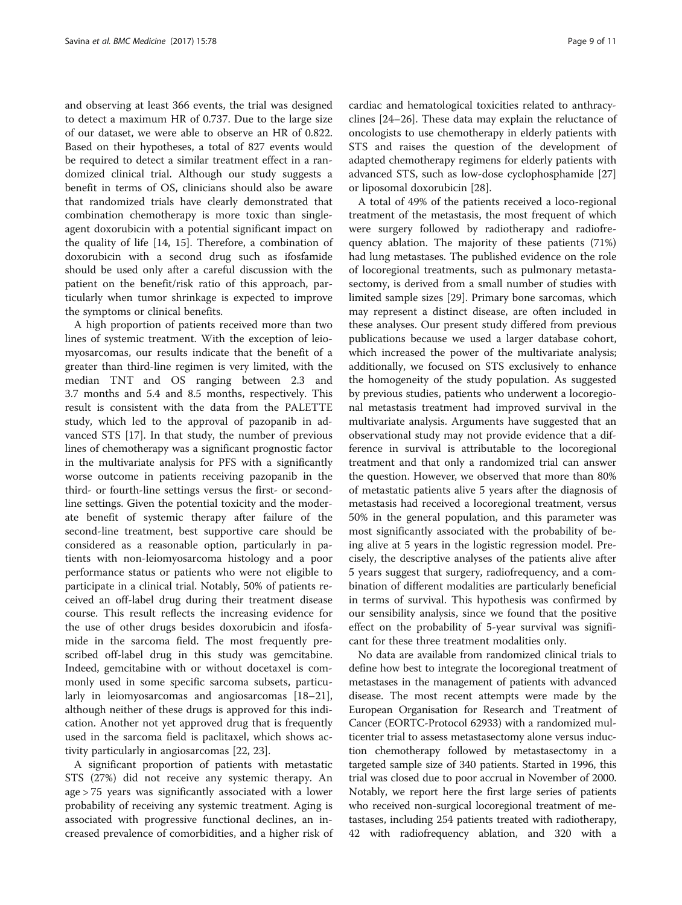and observing at least 366 events, the trial was designed to detect a maximum HR of 0.737. Due to the large size of our dataset, we were able to observe an HR of 0.822. Based on their hypotheses, a total of 827 events would be required to detect a similar treatment effect in a randomized clinical trial. Although our study suggests a benefit in terms of OS, clinicians should also be aware that randomized trials have clearly demonstrated that combination chemotherapy is more toxic than single-agent doxorubicin with a potential significant impact on the quality of life [14, 15]. Therefore, a combination of doxorubicin with a second drug such as ifosfamide should be used only after a careful discussion with the patient on the benefit/risk ratio of this approach, particularly when tumor shrinkage is expected to improve the symptoms or clinical benefits.

A high proportion of patients received more than two lines of systemic treatment. With the exception of leiomyosarcomas, our results indicate that the benefit of a greater than third-line regimen is very limited, with the median TNT and OS ranging between 2.3 and 3.7 months and 5.4 and 8.5 months, respectively. This result is consistent with the data from the PALETTE study, which led to the approval of pazopanib in advanced STS [17]. In that study, the number of previous lines of chemotherapy was a significant prognostic factor in the multivariate analysis for PFS with a significantly worse outcome in patients receiving pazopanib in the third- or fourth-line settings versus the first- or second-line settings. Given the potential toxicity and the moderate benefit of systemic therapy after failure of the second-line treatment, best supportive care should be considered as a reasonable option, particularly in patients with non-leiomyosarcoma histology and a poor performance status or patients who were not eligible to participate in a clinical trial. Notably, 50% of patients received an off-label drug during their treatment disease course. This result reflects the increasing evidence for the use of other drugs besides doxorubicin and ifosfamide in the sarcoma field. The most frequently prescribed off-label drug in this study was gemcitabine. Indeed, gemcitabine with or without docetaxel is commonly used in some specific sarcoma subsets, particularly in leiomyosarcomas and angiosarcomas [18–21], although neither of these drugs is approved for this indication. Another not yet approved drug that is frequently used in the sarcoma field is paclitaxel, which shows activity particularly in angiosarcomas [22, 23].

A significant proportion of patients with metastatic STS (27%) did not receive any systemic therapy. An age > 75 years was significantly associated with a lower probability of receiving any systemic treatment. Aging is associated with progressive functional declines, an increased prevalence of comorbidities, and a higher risk of cardiac and hematological toxicities related to anthracyclines [24–26]. These data may explain the reluctance of oncologists to use chemotherapy in elderly patients with STS and raises the question of the development of adapted chemotherapy regimens for elderly patients with advanced STS, such as low-dose cyclophosphamide [27] or liposomal doxorubicin [28].

A total of 49% of the patients received a loco-regional treatment of the metastasis, the most frequent of which were surgery followed by radiotherapy and radiofrequency ablation. The majority of these patients (71%) had lung metastases. The published evidence on the role of locoregional treatments, such as pulmonary metastasectomy, is derived from a small number of studies with limited sample sizes [29]. Primary bone sarcomas, which may represent a distinct disease, are often included in these analyses. Our present study differed from previous publications because we used a larger database cohort, which increased the power of the multivariate analysis; additionally, we focused on STS exclusively to enhance the homogeneity of the study population. As suggested by previous studies, patients who underwent a locoregional metastasis treatment had improved survival in the multivariate analysis. Arguments have suggested that an observational study may not provide evidence that a difference in survival is attributable to the locoregional treatment and that only a randomized trial can answer the question. However, we observed that more than 80% of metastatic patients alive 5 years after the diagnosis of metastasis had received a locoregional treatment, versus 50% in the general population, and this parameter was most significantly associated with the probability of being alive at 5 years in the logistic regression model. Precisely, the descriptive analyses of the patients alive after 5 years suggest that surgery, radiofrequency, and a combination of different modalities are particularly beneficial in terms of survival. This hypothesis was confirmed by our sensibility analysis, since we found that the positive effect on the probability of 5-year survival was significant for these three treatment modalities only.

No data are available from randomized clinical trials to define how best to integrate the locoregional treatment of metastases in the management of patients with advanced disease. The most recent attempts were made by the European Organisation for Research and Treatment of Cancer (EORTC-Protocol 62933) with a randomized multicenter trial to assess metastasectomy alone versus induction chemotherapy followed by metastasectomy in a targeted sample size of 340 patients. Started in 1996, this trial was closed due to poor accrual in November of 2000. Notably, we report here the first large series of patients who received non-surgical locoregional treatment of metastases, including 254 patients treated with radiotherapy, 42 with radiofrequency ablation, and 320 with a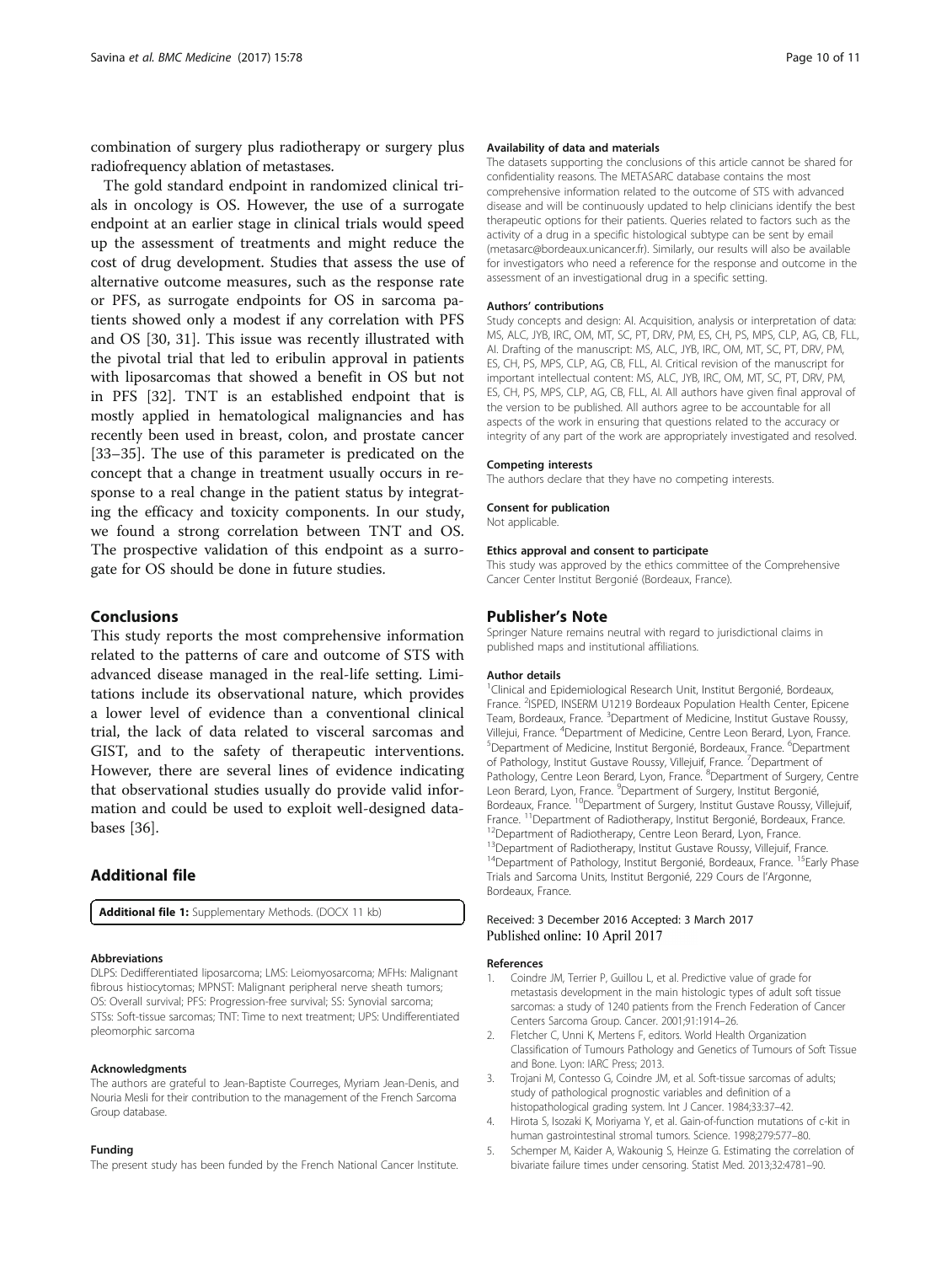combination of surgery plus radiotherapy or surgery plus radiofrequency ablation of metastases.

The gold standard endpoint in randomized clinical trials in oncology is OS. However, the use of a surrogate endpoint at an earlier stage in clinical trials would speed up the assessment of treatments and might reduce the cost of drug development. Studies that assess the use of alternative outcome measures, such as the response rate or PFS, as surrogate endpoints for OS in sarcoma patients showed only a modest if any correlation with PFS and OS [30, 31]. This issue was recently illustrated with the pivotal trial that led to eribulin approval in patients with liposarcomas that showed a benefit in OS but not in PFS [32]. TNT is an established endpoint that is mostly applied in hematological malignancies and has recently been used in breast, colon, and prostate cancer [33–35]. The use of this parameter is predicated on the concept that a change in treatment usually occurs in response to a real change in the patient status by integrating the efficacy and toxicity components. In our study, we found a strong correlation between TNT and OS. The prospective validation of this endpoint as a surrogate for OS should be done in future studies.

## Conclusions

This study reports the most comprehensive information related to the patterns of care and outcome of STS with advanced disease managed in the real-life setting. Limitations include its observational nature, which provides a lower level of evidence than a conventional clinical trial, the lack of data related to visceral sarcomas and GIST, and to the safety of therapeutic interventions. However, there are several lines of evidence indicating that observational studies usually do provide valid information and could be used to exploit well-designed databases [36].

## Additional file

**Additional file 1:** Supplementary Methods. (DOCX 11 kb)

#### Abbreviations

DLPS: Dedifferentiated liposarcoma; LMS: Leiomyosarcoma; MFHs: Malignant fibrous histiocytomas; MPNST: Malignant peripheral nerve sheath tumors; OS: Overall survival; PFS: Progression-free survival; SS: Synovial sarcoma; STSs: Soft-tissue sarcomas; TNT: Time to next treatment; UPS: Undifferentiated pleomorphic sarcoma

#### Acknowledgments

The authors are grateful to Jean-Baptiste Courreges, Myriam Jean-Denis, and Nouria Mesli for their contribution to the management of the French Sarcoma Group database.

#### Funding

The present study has been funded by the French National Cancer Institute.

#### Availability of data and materials

The datasets supporting the conclusions of this article cannot be shared for confidentiality reasons. The METASARC database contains the most comprehensive information related to the outcome of STS with advanced disease and will be continuously updated to help clinicians identify the best therapeutic options for their patients. Queries related to factors such as the activity of a drug in a specific histological subtype can be sent by email (metasarc@bordeaux.unicancer.fr). Similarly, our results will also be available for investigators who need a reference for the response and outcome in the assessment of an investigational drug in a specific setting.

#### Authors' contributions

Study concepts and design: AI. Acquisition, analysis or interpretation of data: MS, ALC, JYB, IRC, OM, MT, SC, PT, DRV, PM, ES, CH, PS, MPS, CLP, AG, CB, FLL, AI. Drafting of the manuscript: MS, ALC, JYB, IRC, OM, MT, SC, PT, DRV, PM, ES, CH, PS, MPS, CLP, AG, CB, FLL, AI. Critical revision of the manuscript for important intellectual content: MS, ALC, JYB, IRC, OM, MT, SC, PT, DRV, PM, ES, CH, PS, MPS, CLP, AG, CB, FLL, AI. All authors have given final approval of the version to be published. All authors agree to be accountable for all aspects of the work in ensuring that questions related to the accuracy or integrity of any part of the work are appropriately investigated and resolved.

#### Competing interests

The authors declare that they have no competing interests.

#### Consent for publication

Not applicable.

#### Ethics approval and consent to participate

This study was approved by the ethics committee of the Comprehensive Cancer Center Institut Bergonié (Bordeaux, France).

## Publisher's Note

Springer Nature remains neutral with regard to jurisdictional claims in published maps and institutional affiliations.

#### Author details

[1]Clinical and Epidemiological Research Unit, Institut Bergonié, Bordeaux, France. [2]ISPED, INSERM U1219 Bordeaux Population Health Center, Epicene Team, Bordeaux, France. [3]Department of Medicine, Institut Gustave Roussy, Villejui, France. [4]Department of Medicine, Centre Leon Berard, Lyon, France. [5]Department of Medicine, Institut Bergonié, Bordeaux, France. [6]Department of Pathology, Institut Gustave Roussy, Villejuif, France. [7]Department of Pathology, Centre Leon Berard, Lyon, France. [8]Department of Surgery, Centre Leon Berard, Lyon, France. [9]Department of Surgery, Institut Bergonié, Bordeaux, France. [10]Department of Surgery, Institut Gustave Roussy, Villejuif, France. [11]Department of Radiotherapy, Institut Bergonié, Bordeaux, France. [12]Department of Radiotherapy, Centre Leon Berard, Lyon, France. [13]Department of Radiotherapy, Institut Gustave Roussy, Villejuif, France. [14]Department of Pathology, Institut Bergonié, Bordeaux, France. [15]Early Phase Trials and Sarcoma Units, Institut Bergonié, 229 Cours de l'Argonne, Bordeaux, France.

Received: 3 December 2016 Accepted: 3 March 2017
Published online: 10 April 2017

#### References

1. Coindre JM, Terrier P, Guillou L, et al. Predictive value of grade for metastasis development in the main histologic types of adult soft tissue sarcomas: a study of 1240 patients from the French Federation of Cancer Centers Sarcoma Group. Cancer. 2001;91:1914–26.
2. Fletcher C, Unni K, Mertens F, editors. World Health Organization Classification of Tumours Pathology and Genetics of Tumours of Soft Tissue and Bone. Lyon: IARC Press; 2013.
3. Trojani M, Contesso G, Coindre JM, et al. Soft-tissue sarcomas of adults; study of pathological prognostic variables and definition of a histopathological grading system. Int J Cancer. 1984;33:37–42.
4. Hirota S, Isozaki K, Moriyama Y, et al. Gain-of-function mutations of c-kit in human gastrointestinal stromal tumors. Science. 1998;279:577–80.
5. Schemper M, Kaider A, Wakounig S, Heinze G. Estimating the correlation of bivariate failure times under censoring. Statist Med. 2013;32:4781–90.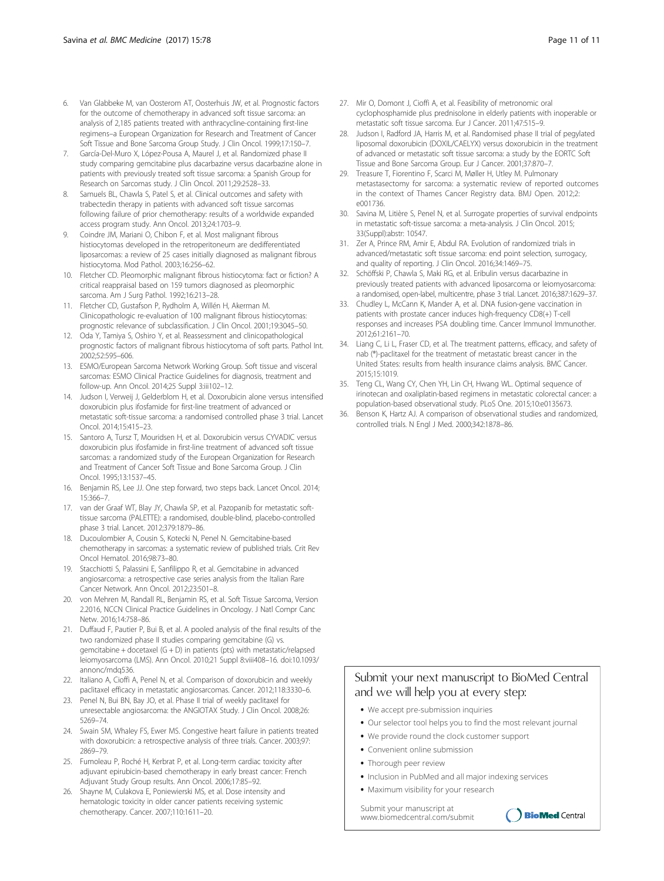6. Van Glabbeke M, van Oosterom AT, Oosterhuis JW, et al. Prognostic factors for the outcome of chemotherapy in advanced soft tissue sarcoma: an analysis of 2,185 patients treated with anthracycline-containing first-line regimens–a European Organization for Research and Treatment of Cancer Soft Tissue and Bone Sarcoma Group Study. J Clin Oncol. 1999;17:150–7.
7. García-Del-Muro X, López-Pousa A, Maurel J, et al. Randomized phase II study comparing gemcitabine plus dacarbazine versus dacarbazine alone in patients with previously treated soft tissue sarcoma: a Spanish Group for Research on Sarcomas study. J Clin Oncol. 2011;29:2528–33.
8. Samuels BL, Chawla S, Patel S, et al. Clinical outcomes and safety with trabectedin therapy in patients with advanced soft tissue sarcomas following failure of prior chemotherapy: results of a worldwide expanded access program study. Ann Oncol. 2013;24:1703–9.
9. Coindre JM, Mariani O, Chibon F, et al. Most malignant fibrous histiocytomas developed in the retroperitoneum are dedifferentiated liposarcomas: a review of 25 cases initially diagnosed as malignant fibrous histiocytoma. Mod Pathol. 2003;16:256–62.
10. Fletcher CD. Pleomorphic malignant fibrous histiocytoma: fact or fiction? A critical reappraisal based on 159 tumors diagnosed as pleomorphic sarcoma. Am J Surg Pathol. 1992;16:213–28.
11. Fletcher CD, Gustafson P, Rydholm A, Willén H, Akerman M. Clinicopathologic re-evaluation of 100 malignant fibrous histiocytomas: prognostic relevance of subclassification. J Clin Oncol. 2001;19:3045–50.
12. Oda Y, Tamiya S, Oshiro Y, et al. Reassessment and clinicopathological prognostic factors of malignant fibrous histiocytoma of soft parts. Pathol Int. 2002;52:595–606.
13. ESMO/European Sarcoma Network Working Group. Soft tissue and visceral sarcomas: ESMO Clinical Practice Guidelines for diagnosis, treatment and follow-up. Ann Oncol. 2014;25 Suppl 3:iii102–12.
14. Judson I, Verweij J, Gelderblom H, et al. Doxorubicin alone versus intensified doxorubicin plus ifosfamide for first-line treatment of advanced or metastatic soft-tissue sarcoma: a randomised controlled phase 3 trial. Lancet Oncol. 2014;15:415–23.
15. Santoro A, Tursz T, Mouridsen H, et al. Doxorubicin versus CYVADIC versus doxorubicin plus ifosfamide in first-line treatment of advanced soft tissue sarcomas: a randomized study of the European Organization for Research and Treatment of Cancer Soft Tissue and Bone Sarcoma Group. J Clin Oncol. 1995;13:1537–45.
16. Benjamin RS, Lee JJ. One step forward, two steps back. Lancet Oncol. 2014;15:366–7.
17. van der Graaf WT, Blay JY, Chawla SP, et al. Pazopanib for metastatic soft-tissue sarcoma (PALETTE): a randomised, double-blind, placebo-controlled phase 3 trial. Lancet. 2012;379:1879–86.
18. Ducoulombier A, Cousin S, Kotecki N, Penel N. Gemcitabine-based chemotherapy in sarcomas: a systematic review of published trials. Crit Rev Oncol Hematol. 2016;98:73–80.
19. Stacchiotti S, Palassini E, Sanfilippo R, et al. Gemcitabine in advanced angiosarcoma: a retrospective case series analysis from the Italian Rare Cancer Network. Ann Oncol. 2012;23:501–8.
20. von Mehren M, Randall RL, Benjamin RS, et al. Soft Tissue Sarcoma, Version 2.2016, NCCN Clinical Practice Guidelines in Oncology. J Natl Compr Canc Netw. 2016;14:758–86.
21. Duffaud F, Pautier P, Bui B, et al. A pooled analysis of the final results of the two randomized phase II studies comparing gemcitabine (G) vs. gemcitabine + docetaxel (G + D) in patients (pts) with metastatic/relapsed leiomyosarcoma (LMS). Ann Oncol. 2010;21 Suppl 8:viii408–16. doi:10.1093/annonc/mdq536.
22. Italiano A, Cioffi A, Penel N, et al. Comparison of doxorubicin and weekly paclitaxel efficacy in metastatic angiosarcomas. Cancer. 2012;118:3330–6.
23. Penel N, Bui BN, Bay JO, et al. Phase II trial of weekly paclitaxel for unresectable angiosarcoma: the ANGIOTAX Study. J Clin Oncol. 2008;26:5269–74.
24. Swain SM, Whaley FS, Ewer MS. Congestive heart failure in patients treated with doxorubicin: a retrospective analysis of three trials. Cancer. 2003;97:2869–79.
25. Fumoleau P, Roché H, Kerbrat P, et al. Long-term cardiac toxicity after adjuvant epirubicin-based chemotherapy in early breast cancer: French Adjuvant Study Group results. Ann Oncol. 2006;17:85–92.
26. Shayne M, Culakova E, Poniewierski MS, et al. Dose intensity and hematologic toxicity in older cancer patients receiving systemic chemotherapy. Cancer. 2007;110:1611–20.
27. Mir O, Domont J, Cioffi A, et al. Feasibility of metronomic oral cyclophosphamide plus prednisolone in elderly patients with inoperable or metastatic soft tissue sarcoma. Eur J Cancer. 2011;47:515–9.
28. Judson I, Radford JA, Harris M, et al. Randomised phase II trial of pegylated liposomal doxorubicin (DOXIL/CAELYX) versus doxorubicin in the treatment of advanced or metastatic soft tissue sarcoma: a study by the EORTC Soft Tissue and Bone Sarcoma Group. Eur J Cancer. 2001;37:870–7.
29. Treasure T, Fiorentino F, Scarci M, Møller H, Utley M. Pulmonary metastasectomy for sarcoma: a systematic review of reported outcomes in the context of Thames Cancer Registry data. BMJ Open. 2012;2:e001736.
30. Savina M, Litière S, Penel N, et al. Surrogate properties of survival endpoints in metastatic soft-tissue sarcoma: a meta-analysis. J Clin Oncol. 2015;33(Suppl):abstr: 10547.
31. Zer A, Prince RM, Amir E, Abdul RA. Evolution of randomized trials in advanced/metastatic soft tissue sarcoma: end point selection, surrogacy, and quality of reporting. J Clin Oncol. 2016;34:1469–75.
32. Schöffski P, Chawla S, Maki RG, et al. Eribulin versus dacarbazine in previously treated patients with advanced liposarcoma or leiomyosarcoma: a randomised, open-label, multicentre, phase 3 trial. Lancet. 2016;387:1629–37.
33. Chudley L, McCann K, Mander A, et al. DNA fusion-gene vaccination in patients with prostate cancer induces high-frequency CD8(+) T-cell responses and increases PSA doubling time. Cancer Immunol Immunother. 2012;61:2161–70.
34. Liang C, Li L, Fraser CD, et al. The treatment patterns, efficacy, and safety of nab (®)-paclitaxel for the treatment of metastatic breast cancer in the United States: results from health insurance claims analysis. BMC Cancer. 2015;15:1019.
35. Teng CL, Wang CY, Chen YH, Lin CH, Hwang WL. Optimal sequence of irinotecan and oxaliplatin-based regimens in metastatic colorectal cancer: a population-based observational study. PLoS One. 2015;10:e0135673.
36. Benson K, Hartz AJ. A comparison of observational studies and randomized, controlled trials. N Engl J Med. 2000;342:1878–86.

Submit your next manuscript to BioMed Central and we will help you at every step:

- We accept pre-submission inquiries
- Our selector tool helps you to find the most relevant journal
- We provide round the clock customer support
- Convenient online submission
- Thorough peer review
- Inclusion in PubMed and all major indexing services
- Maximum visibility for your research

Submit your manuscript at www.biomedcentral.com/submit

BioMed Central